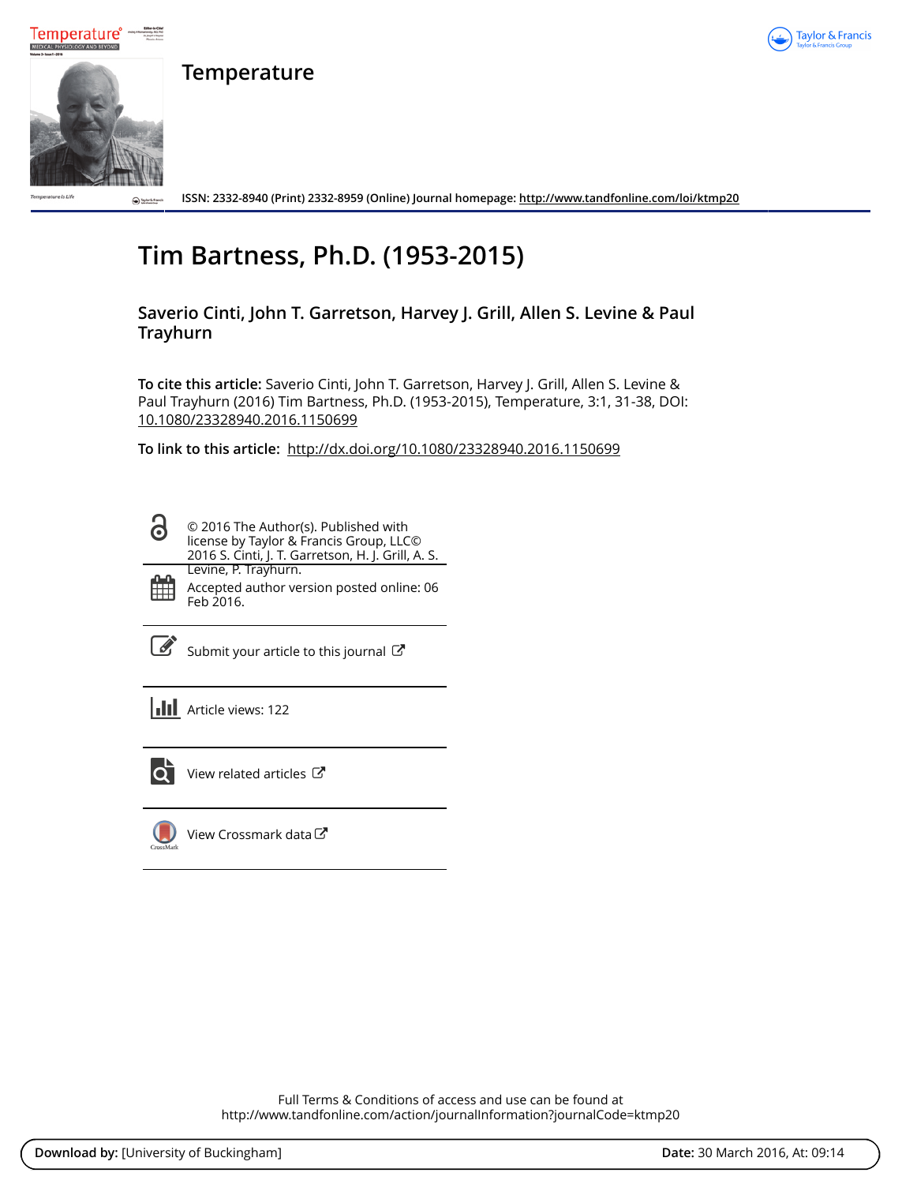# Temperature

ISSN: 2332-8940 (Print) 2332-8959 (Online) Journal homepage: http://www.tandfonline.com/loi/ktmp20

# Tim Bartness, Ph.D. (1953-2015)

**Saverio Cinti, John T. Garretson, Harvey J. Grill, Allen S. Levine & Paul Trayhurn**

**To cite this article:** Saverio Cinti, John T. Garretson, Harvey J. Grill, Allen S. Levine & Paul Trayhurn (2016) Tim Bartness, Ph.D. (1953-2015), Temperature, 3:1, 31-38, DOI: 10.1080/23328940.2016.1150699

**To link to this article:** http://dx.doi.org/10.1080/23328940.2016.1150699

© 2016 The Author(s). Published with license by Taylor & Francis Group, LLC© 2016 S. Cinti, J. T. Garretson, H. J. Grill, A. S. Levine, P. Trayhurn.

Accepted author version posted online: 06 Feb 2016.

Submit your article to this journal

Article views: 122

View related articles

View Crossmark data

Full Terms & Conditions of access and use can be found at
http://www.tandfonline.com/action/journalInformation?journalCode=ktmp20

**Download by:** [University of Buckingham] **Date:** 30 March 2016, At: 09:14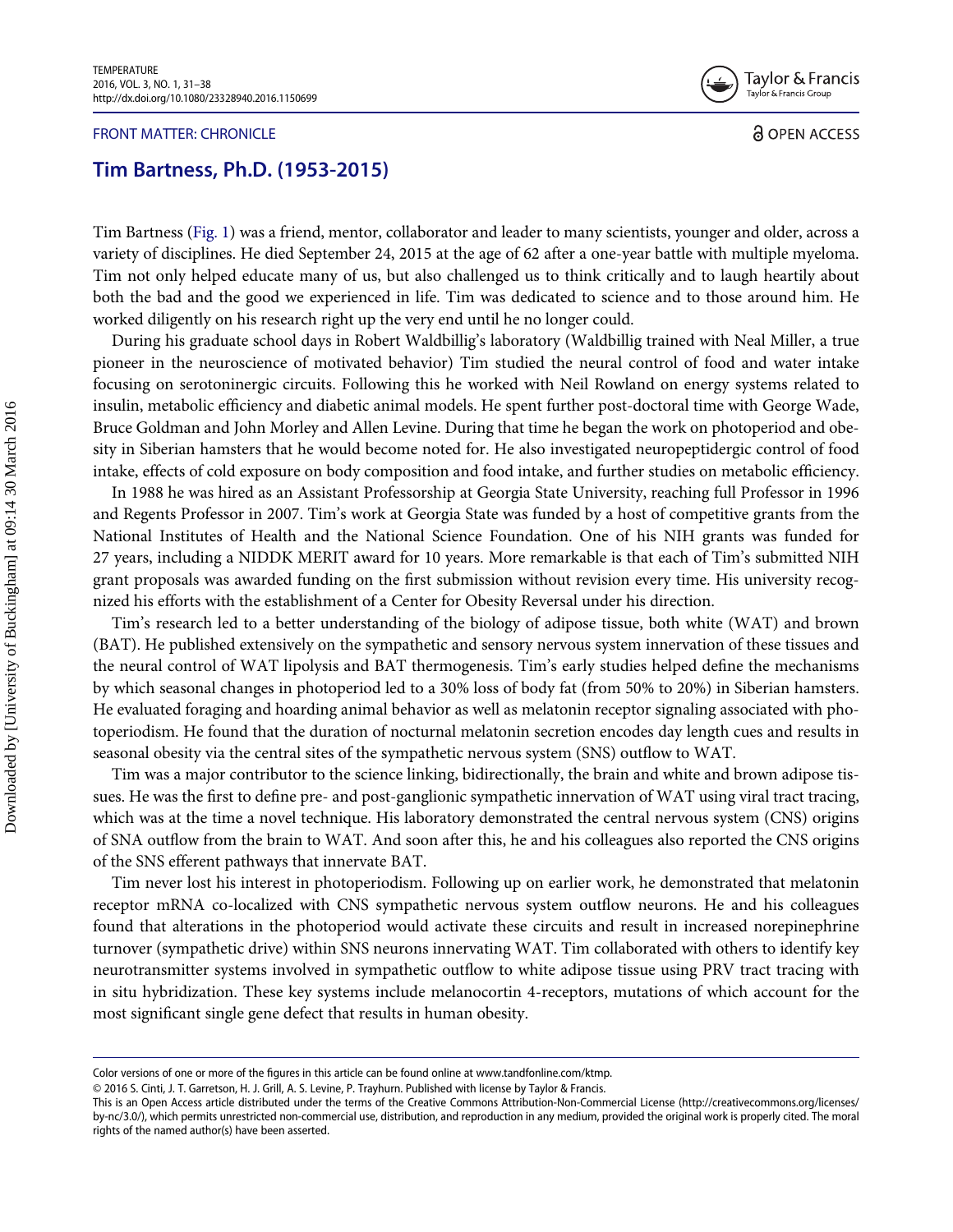FRONT MATTER: CHRONICLE

OPEN ACCESS

# Tim Bartness, Ph.D. (1953-2015)

Tim Bartness (Fig. 1) was a friend, mentor, collaborator and leader to many scientists, younger and older, across a variety of disciplines. He died September 24, 2015 at the age of 62 after a one-year battle with multiple myeloma. Tim not only helped educate many of us, but also challenged us to think critically and to laugh heartily about both the bad and the good we experienced in life. Tim was dedicated to science and to those around him. He worked diligently on his research right up the very end until he no longer could.

During his graduate school days in Robert Waldbillig's laboratory (Waldbillig trained with Neal Miller, a true pioneer in the neuroscience of motivated behavior) Tim studied the neural control of food and water intake focusing on serotoninergic circuits. Following this he worked with Neil Rowland on energy systems related to insulin, metabolic efficiency and diabetic animal models. He spent further post-doctoral time with George Wade, Bruce Goldman and John Morley and Allen Levine. During that time he began the work on photoperiod and obesity in Siberian hamsters that he would become noted for. He also investigated neuropeptidergic control of food intake, effects of cold exposure on body composition and food intake, and further studies on metabolic efficiency.

In 1988 he was hired as an Assistant Professorship at Georgia State University, reaching full Professor in 1996 and Regents Professor in 2007. Tim's work at Georgia State was funded by a host of competitive grants from the National Institutes of Health and the National Science Foundation. One of his NIH grants was funded for 27 years, including a NIDDK MERIT award for 10 years. More remarkable is that each of Tim's submitted NIH grant proposals was awarded funding on the first submission without revision every time. His university recognized his efforts with the establishment of a Center for Obesity Reversal under his direction.

Tim's research led to a better understanding of the biology of adipose tissue, both white (WAT) and brown (BAT). He published extensively on the sympathetic and sensory nervous system innervation of these tissues and the neural control of WAT lipolysis and BAT thermogenesis. Tim's early studies helped define the mechanisms by which seasonal changes in photoperiod led to a 30% loss of body fat (from 50% to 20%) in Siberian hamsters. He evaluated foraging and hoarding animal behavior as well as melatonin receptor signaling associated with photoperiodism. He found that the duration of nocturnal melatonin secretion encodes day length cues and results in seasonal obesity via the central sites of the sympathetic nervous system (SNS) outflow to WAT.

Tim was a major contributor to the science linking, bidirectionally, the brain and white and brown adipose tissues. He was the first to define pre- and post-ganglionic sympathetic innervation of WAT using viral tract tracing, which was at the time a novel technique. His laboratory demonstrated the central nervous system (CNS) origins of SNA outflow from the brain to WAT. And soon after this, he and his colleagues also reported the CNS origins of the SNS efferent pathways that innervate BAT.

Tim never lost his interest in photoperiodism. Following up on earlier work, he demonstrated that melatonin receptor mRNA co-localized with CNS sympathetic nervous system outflow neurons. He and his colleagues found that alterations in the photoperiod would activate these circuits and result in increased norepinephrine turnover (sympathetic drive) within SNS neurons innervating WAT. Tim collaborated with others to identify key neurotransmitter systems involved in sympathetic outflow to white adipose tissue using PRV tract tracing with in situ hybridization. These key systems include melanocortin 4-receptors, mutations of which account for the most significant single gene defect that results in human obesity.

Color versions of one or more of the figures in this article can be found online at www.tandfonline.com/ktmp.

© 2016 S. Cinti, J. T. Garretson, H. J. Grill, A. S. Levine, P. Trayhurn. Published with license by Taylor & Francis.

This is an Open Access article distributed under the terms of the Creative Commons Attribution-Non-Commercial License (http://creativecommons.org/licenses/by-nc/3.0/), which permits unrestricted non-commercial use, distribution, and reproduction in any medium, provided the original work is properly cited. The moral rights of the named author(s) have been asserted.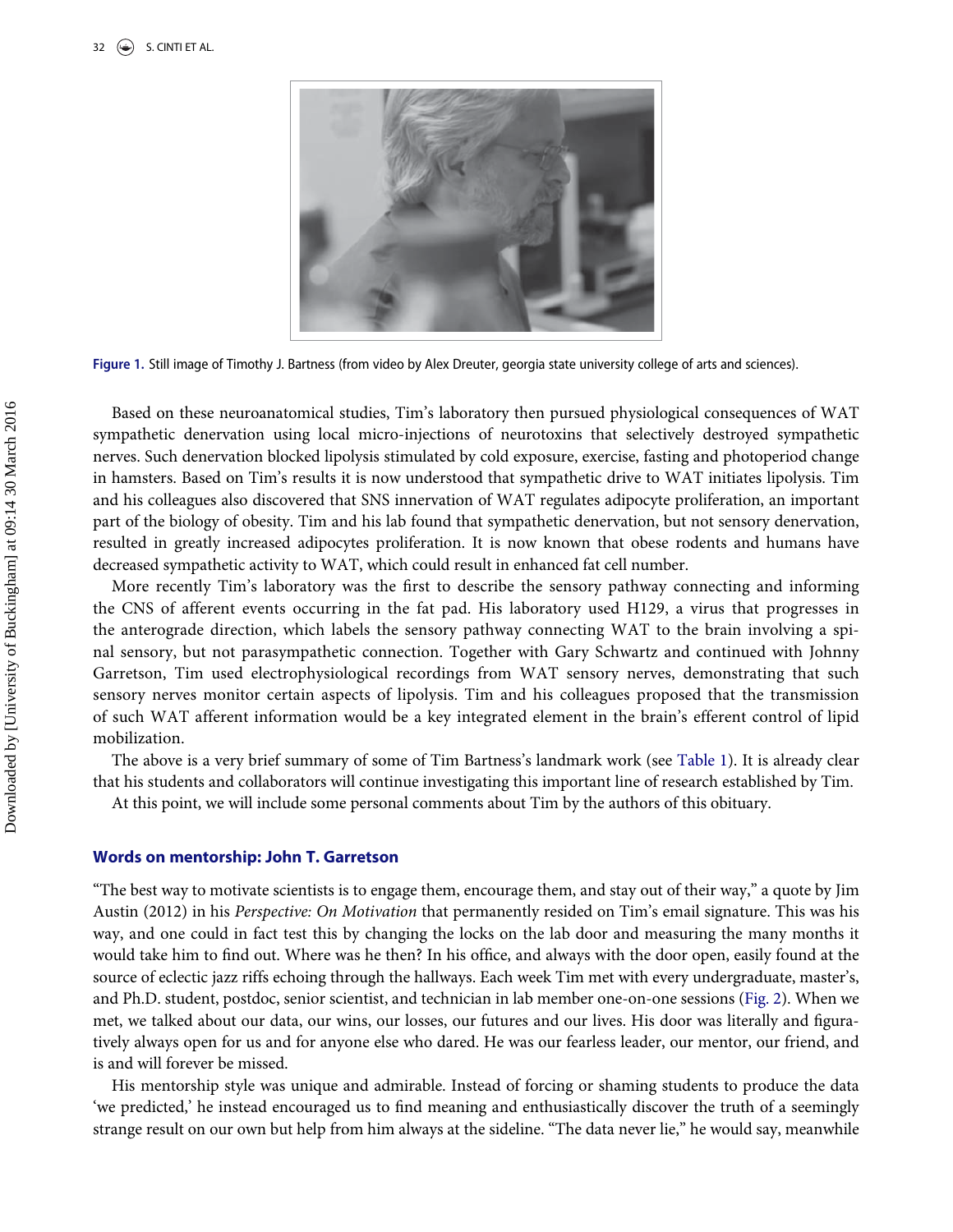Figure 1. Still image of Timothy J. Bartness (from video by Alex Dreuter, georgia state university college of arts and sciences).

Based on these neuroanatomical studies, Tim's laboratory then pursued physiological consequences of WAT sympathetic denervation using local micro-injections of neurotoxins that selectively destroyed sympathetic nerves. Such denervation blocked lipolysis stimulated by cold exposure, exercise, fasting and photoperiod change in hamsters. Based on Tim's results it is now understood that sympathetic drive to WAT initiates lipolysis. Tim and his colleagues also discovered that SNS innervation of WAT regulates adipocyte proliferation, an important part of the biology of obesity. Tim and his lab found that sympathetic denervation, but not sensory denervation, resulted in greatly increased adipocytes proliferation. It is now known that obese rodents and humans have decreased sympathetic activity to WAT, which could result in enhanced fat cell number.

More recently Tim's laboratory was the first to describe the sensory pathway connecting and informing the CNS of afferent events occurring in the fat pad. His laboratory used H129, a virus that progresses in the anterograde direction, which labels the sensory pathway connecting WAT to the brain involving a spinal sensory, but not parasympathetic connection. Together with Gary Schwartz and continued with Johnny Garretson, Tim used electrophysiological recordings from WAT sensory nerves, demonstrating that such sensory nerves monitor certain aspects of lipolysis. Tim and his colleagues proposed that the transmission of such WAT afferent information would be a key integrated element in the brain's efferent control of lipid mobilization.

The above is a very brief summary of some of Tim Bartness's landmark work (see Table 1). It is already clear that his students and collaborators will continue investigating this important line of research established by Tim.

At this point, we will include some personal comments about Tim by the authors of this obituary.

## Words on mentorship: John T. Garretson

"The best way to motivate scientists is to engage them, encourage them, and stay out of their way," a quote by Jim Austin (2012) in his *Perspective: On Motivation* that permanently resided on Tim's email signature. This was his way, and one could in fact test this by changing the locks on the lab door and measuring the many months it would take him to find out. Where was he then? In his office, and always with the door open, easily found at the source of eclectic jazz riffs echoing through the hallways. Each week Tim met with every undergraduate, master's, and Ph.D. student, postdoc, senior scientist, and technician in lab member one-on-one sessions (Fig. 2). When we met, we talked about our data, our wins, our losses, our futures and our lives. His door was literally and figuratively always open for us and for anyone else who dared. He was our fearless leader, our mentor, our friend, and is and will forever be missed.

His mentorship style was unique and admirable. Instead of forcing or shaming students to produce the data 'we predicted,' he instead encouraged us to find meaning and enthusiastically discover the truth of a seemingly strange result on our own but help from him always at the sideline. "The data never lie," he would say, meanwhile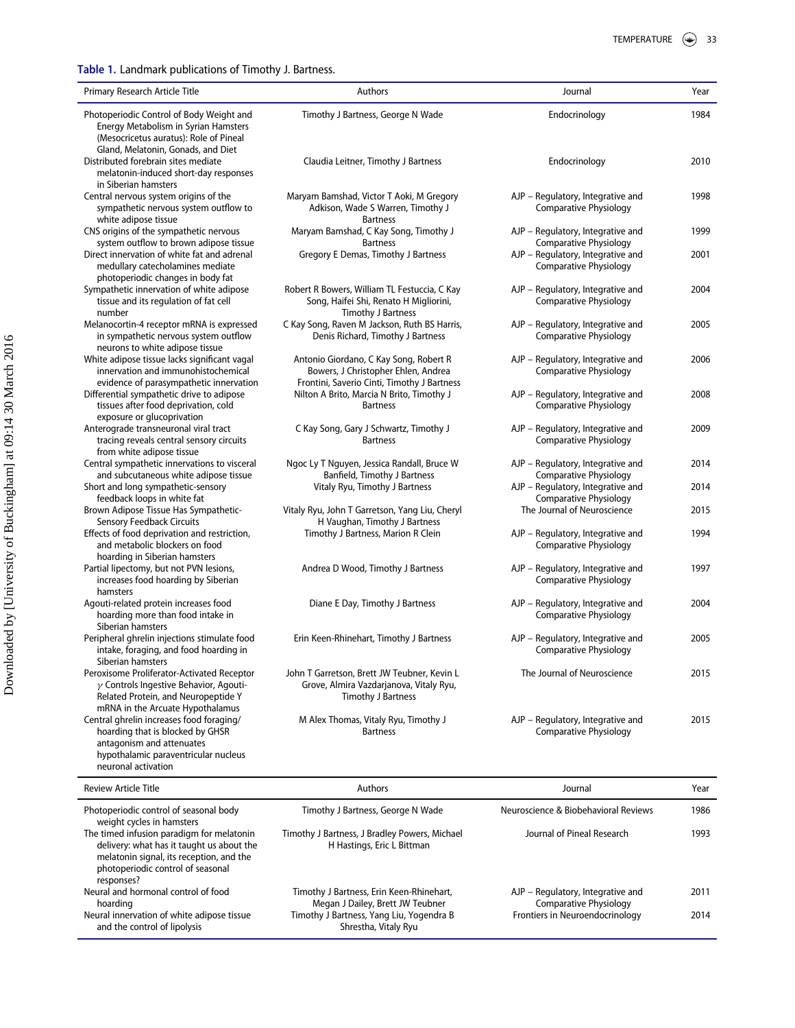**Table 1.** Landmark publications of Timothy J. Bartness.

| Primary Research Article Title | Authors | Journal | Year |
|---|---|---|---|
| Photoperiodic Control of Body Weight and Energy Metabolism in Syrian Hamsters (Mesocricetus auratus): Role of Pineal Gland, Melatonin, Gonads, and Diet | Timothy J Bartness, George N Wade | Endocrinology | 1984 |
| Distributed forebrain sites mediate melatonin-induced short-day responses in Siberian hamsters | Claudia Leitner, Timothy J Bartness | Endocrinology | 2010 |
| Central nervous system origins of the sympathetic nervous system outflow to white adipose tissue | Maryam Bamshad, Victor T Aoki, M Gregory Adkison, Wade S Warren, Timothy J Bartness | AJP – Regulatory, Integrative and Comparative Physiology | 1998 |
| CNS origins of the sympathetic nervous system outflow to brown adipose tissue | Maryam Bamshad, C Kay Song, Timothy J Bartness | AJP – Regulatory, Integrative and Comparative Physiology | 1999 |
| Direct innervation of white fat and adrenal medullary catecholamines mediate photoperiodic changes in body fat | Gregory E Demas, Timothy J Bartness | AJP – Regulatory, Integrative and Comparative Physiology | 2001 |
| Sympathetic innervation of white adipose tissue and its regulation of fat cell number | Robert R Bowers, William TL Festuccia, C Kay Song, Haifei Shi, Renato H Migliorini, Timothy J Bartness | AJP – Regulatory, Integrative and Comparative Physiology | 2004 |
| Melanocortin-4 receptor mRNA is expressed in sympathetic nervous system outflow neurons to white adipose tissue | C Kay Song, Raven M Jackson, Ruth BS Harris, Denis Richard, Timothy J Bartness | AJP – Regulatory, Integrative and Comparative Physiology | 2005 |
| White adipose tissue lacks significant vagal innervation and immunohistochemical evidence of parasympathetic innervation | Antonio Giordano, C Kay Song, Robert R Bowers, J Christopher Ehlen, Andrea Frontini, Saverio Cinti, Timothy J Bartness | AJP – Regulatory, Integrative and Comparative Physiology | 2006 |
| Differential sympathetic drive to adipose tissues after food deprivation, cold exposure or glucoprivation | Nilton A Brito, Marcia N Brito, Timothy J Bartness | AJP – Regulatory, Integrative and Comparative Physiology | 2008 |
| Anterograde transneuronal viral tract tracing reveals central sensory circuits from white adipose tissue | C Kay Song, Gary J Schwartz, Timothy J Bartness | AJP – Regulatory, Integrative and Comparative Physiology | 2009 |
| Central sympathetic innervations to visceral and subcutaneous white adipose tissue | Ngoc Ly T Nguyen, Jessica Randall, Bruce W Banfield, Timothy J Bartness | AJP – Regulatory, Integrative and Comparative Physiology | 2014 |
| Short and long sympathetic-sensory feedback loops in white fat | Vitaly Ryu, Timothy J Bartness | AJP – Regulatory, Integrative and Comparative Physiology | 2014 |
| Brown Adipose Tissue Has Sympathetic-Sensory Feedback Circuits | Vitaly Ryu, John T Garretson, Yang Liu, Cheryl H Vaughan, Timothy J Bartness | The Journal of Neuroscience | 2015 |
| Effects of food deprivation and restriction, and metabolic blockers on food hoarding in Siberian hamsters | Timothy J Bartness, Marion R Clein | AJP – Regulatory, Integrative and Comparative Physiology | 1994 |
| Partial lipectomy, but not PVN lesions, increases food hoarding by Siberian hamsters | Andrea D Wood, Timothy J Bartness | AJP – Regulatory, Integrative and Comparative Physiology | 1997 |
| Agouti-related protein increases food hoarding more than food intake in Siberian hamsters | Diane E Day, Timothy J Bartness | AJP – Regulatory, Integrative and Comparative Physiology | 2004 |
| Peripheral ghrelin injections stimulate food intake, foraging, and food hoarding in Siberian hamsters | Erin Keen-Rhinehart, Timothy J Bartness | AJP – Regulatory, Integrative and Comparative Physiology | 2005 |
| Peroxisome Proliferator-Activated Receptor $\gamma$ Controls Ingestive Behavior, Agouti-Related Protein, and Neuropeptide Y mRNA in the Arcuate Hypothalamus | John T Garretson, Brett JW Teubner, Kevin L Grove, Almira Vazdarjanova, Vitaly Ryu, Timothy J Bartness | The Journal of Neuroscience | 2015 |
| Central ghrelin increases food foraging/hoarding that is blocked by GHSR antagonism and attenuates hypothalamic paraventricular nucleus neuronal activation | M Alex Thomas, Vitaly Ryu, Timothy J Bartness | AJP – Regulatory, Integrative and Comparative Physiology | 2015 |

| Review Article Title | Authors | Journal | Year |
|---|---|---|---|
| Photoperiodic control of seasonal body weight cycles in hamsters | Timothy J Bartness, George N Wade | Neuroscience & Biobehavioral Reviews | 1986 |
| The timed infusion paradigm for melatonin delivery: what has it taught us about the melatonin signal, its reception, and the photoperiodic control of seasonal responses? | Timothy J Bartness, J Bradley Powers, Michael H Hastings, Eric L Bittman | Journal of Pineal Research | 1993 |
| Neural and hormonal control of food hoarding | Timothy J Bartness, Erin Keen-Rhinehart, Megan J Dailey, Brett JW Teubner | AJP – Regulatory, Integrative and Comparative Physiology | 2011 |
| Neural innervation of white adipose tissue and the control of lipolysis | Timothy J Bartness, Yang Liu, Yogendra B Shrestha, Vitaly Ryu | Frontiers in Neuroendocrinology | 2014 |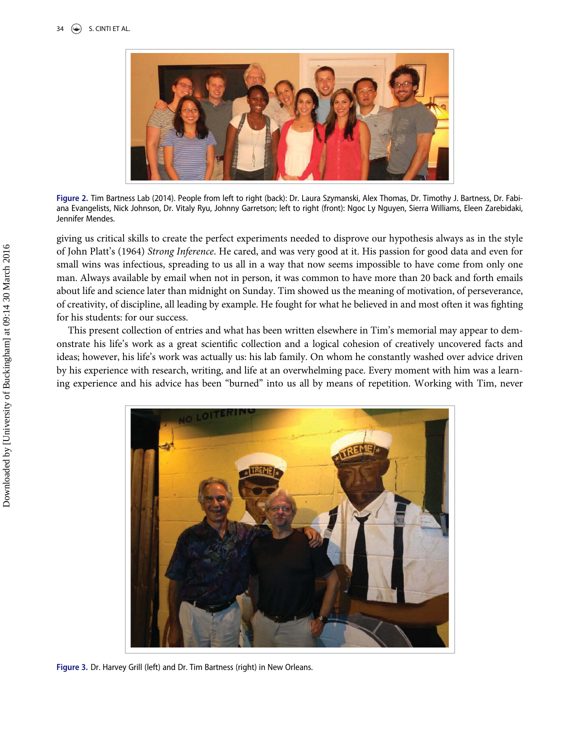Figure 2. Tim Bartness Lab (2014). People from left to right (back): Dr. Laura Szymanski, Alex Thomas, Dr. Timothy J. Bartness, Dr. Fabiana Evangelists, Nick Johnson, Dr. Vitaly Ryu, Johnny Garretson; left to right (front): Ngoc Ly Nguyen, Sierra Williams, Eleen Zarebidaki, Jennifer Mendes.

giving us critical skills to create the perfect experiments needed to disprove our hypothesis always as in the style of John Platt's (1964) *Strong Inference*. He cared, and was very good at it. His passion for good data and even for small wins was infectious, spreading to us all in a way that now seems impossible to have come from only one man. Always available by email when not in person, it was common to have more than 20 back and forth emails about life and science later than midnight on Sunday. Tim showed us the meaning of motivation, of perseverance, of creativity, of discipline, all leading by example. He fought for what he believed in and most often it was fighting for his students: for our success.

This present collection of entries and what has been written elsewhere in Tim's memorial may appear to demonstrate his life's work as a great scientific collection and a logical cohesion of creatively uncovered facts and ideas; however, his life's work was actually us: his lab family. On whom he constantly washed over advice driven by his experience with research, writing, and life at an overwhelming pace. Every moment with him was a learning experience and his advice has been "burned" into us all by means of repetition. Working with Tim, never

Figure 3. Dr. Harvey Grill (left) and Dr. Tim Bartness (right) in New Orleans.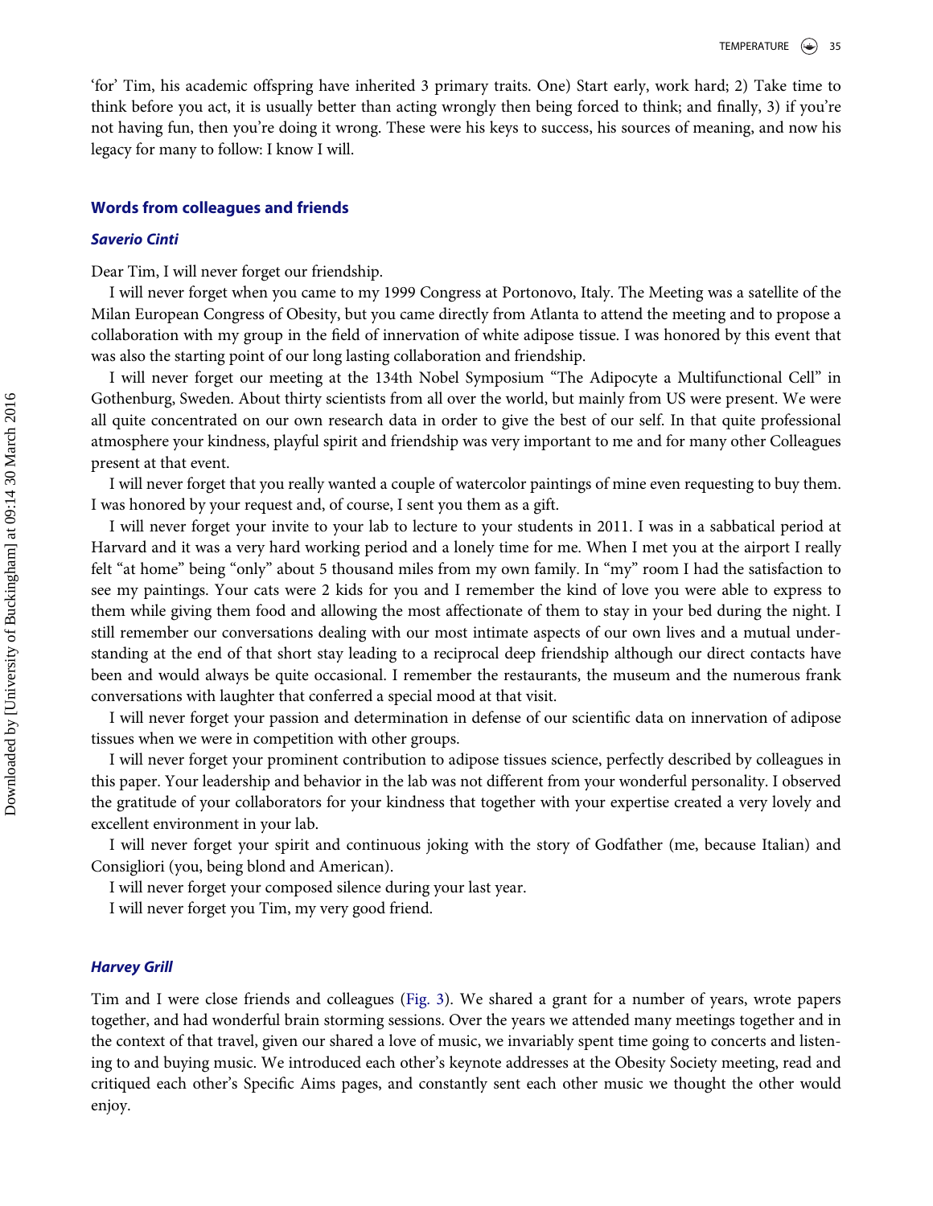'for' Tim, his academic offspring have inherited 3 primary traits. One) Start early, work hard; 2) Take time to think before you act, it is usually better than acting wrongly then being forced to think; and finally, 3) if you're not having fun, then you're doing it wrong. These were his keys to success, his sources of meaning, and now his legacy for many to follow: I know I will.

## Words from colleagues and friends

### *Saverio Cinti*

Dear Tim, I will never forget our friendship.

I will never forget when you came to my 1999 Congress at Portonovo, Italy. The Meeting was a satellite of the Milan European Congress of Obesity, but you came directly from Atlanta to attend the meeting and to propose a collaboration with my group in the field of innervation of white adipose tissue. I was honored by this event that was also the starting point of our long lasting collaboration and friendship.

I will never forget our meeting at the 134th Nobel Symposium "The Adipocyte a Multifunctional Cell" in Gothenburg, Sweden. About thirty scientists from all over the world, but mainly from US were present. We were all quite concentrated on our own research data in order to give the best of our self. In that quite professional atmosphere your kindness, playful spirit and friendship was very important to me and for many other Colleagues present at that event.

I will never forget that you really wanted a couple of watercolor paintings of mine even requesting to buy them. I was honored by your request and, of course, I sent you them as a gift.

I will never forget your invite to your lab to lecture to your students in 2011. I was in a sabbatical period at Harvard and it was a very hard working period and a lonely time for me. When I met you at the airport I really felt "at home" being "only" about 5 thousand miles from my own family. In "my" room I had the satisfaction to see my paintings. Your cats were 2 kids for you and I remember the kind of love you were able to express to them while giving them food and allowing the most affectionate of them to stay in your bed during the night. I still remember our conversations dealing with our most intimate aspects of our own lives and a mutual understanding at the end of that short stay leading to a reciprocal deep friendship although our direct contacts have been and would always be quite occasional. I remember the restaurants, the museum and the numerous frank conversations with laughter that conferred a special mood at that visit.

I will never forget your passion and determination in defense of our scientific data on innervation of adipose tissues when we were in competition with other groups.

I will never forget your prominent contribution to adipose tissues science, perfectly described by colleagues in this paper. Your leadership and behavior in the lab was not different from your wonderful personality. I observed the gratitude of your collaborators for your kindness that together with your expertise created a very lovely and excellent environment in your lab.

I will never forget your spirit and continuous joking with the story of Godfather (me, because Italian) and Consigliori (you, being blond and American).

I will never forget your composed silence during your last year.

I will never forget you Tim, my very good friend.

### *Harvey Grill*

Tim and I were close friends and colleagues (Fig. 3). We shared a grant for a number of years, wrote papers together, and had wonderful brain storming sessions. Over the years we attended many meetings together and in the context of that travel, given our shared a love of music, we invariably spent time going to concerts and listening to and buying music. We introduced each other's keynote addresses at the Obesity Society meeting, read and critiqued each other's Specific Aims pages, and constantly sent each other music we thought the other would enjoy.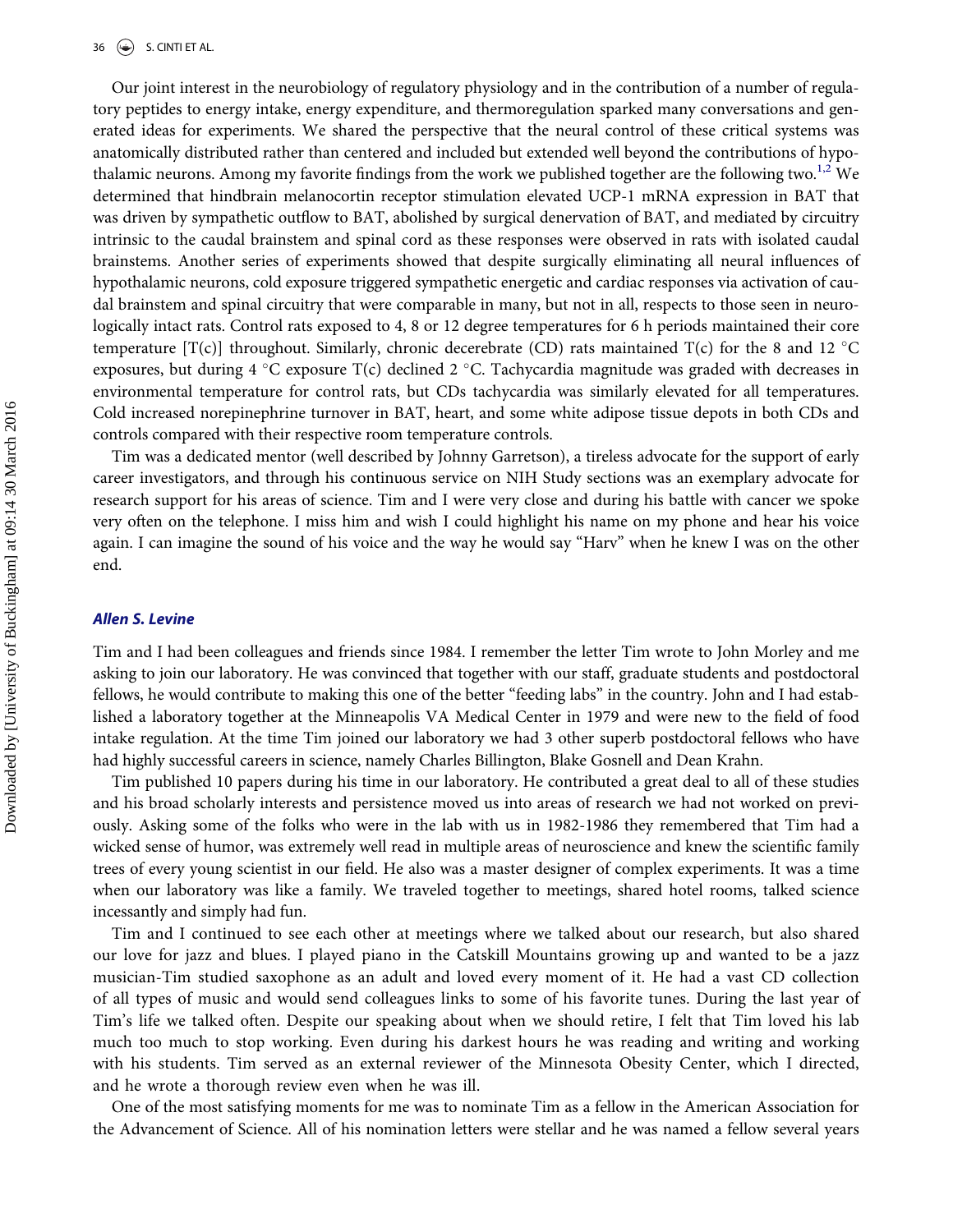Our joint interest in the neurobiology of regulatory physiology and in the contribution of a number of regulatory peptides to energy intake, energy expenditure, and thermoregulation sparked many conversations and generated ideas for experiments. We shared the perspective that the neural control of these critical systems was anatomically distributed rather than centered and included but extended well beyond the contributions of hypothalamic neurons. Among my favorite findings from the work we published together are the following two.[1,2] We determined that hindbrain melanocortin receptor stimulation elevated UCP-1 mRNA expression in BAT that was driven by sympathetic outflow to BAT, abolished by surgical denervation of BAT, and mediated by circuitry intrinsic to the caudal brainstem and spinal cord as these responses were observed in rats with isolated caudal brainstems. Another series of experiments showed that despite surgically eliminating all neural influences of hypothalamic neurons, cold exposure triggered sympathetic energetic and cardiac responses via activation of caudal brainstem and spinal circuitry that were comparable in many, but not in all, respects to those seen in neurologically intact rats. Control rats exposed to 4, 8 or 12 degree temperatures for 6 h periods maintained their core temperature [T(c)] throughout. Similarly, chronic decerebrate (CD) rats maintained T(c) for the 8 and 12 °C exposures, but during 4 °C exposure T(c) declined 2 °C. Tachycardia magnitude was graded with decreases in environmental temperature for control rats, but CDs tachycardia was similarly elevated for all temperatures. Cold increased norepinephrine turnover in BAT, heart, and some white adipose tissue depots in both CDs and controls compared with their respective room temperature controls.

Tim was a dedicated mentor (well described by Johnny Garretson), a tireless advocate for the support of early career investigators, and through his continuous service on NIH Study sections was an exemplary advocate for research support for his areas of science. Tim and I were very close and during his battle with cancer we spoke very often on the telephone. I miss him and wish I could highlight his name on my phone and hear his voice again. I can imagine the sound of his voice and the way he would say "Harv" when he knew I was on the other end.

### *Allen S. Levine*

Tim and I had been colleagues and friends since 1984. I remember the letter Tim wrote to John Morley and me asking to join our laboratory. He was convinced that together with our staff, graduate students and postdoctoral fellows, he would contribute to making this one of the better "feeding labs" in the country. John and I had established a laboratory together at the Minneapolis VA Medical Center in 1979 and were new to the field of food intake regulation. At the time Tim joined our laboratory we had 3 other superb postdoctoral fellows who have had highly successful careers in science, namely Charles Billington, Blake Gosnell and Dean Krahn.

Tim published 10 papers during his time in our laboratory. He contributed a great deal to all of these studies and his broad scholarly interests and persistence moved us into areas of research we had not worked on previously. Asking some of the folks who were in the lab with us in 1982-1986 they remembered that Tim had a wicked sense of humor, was extremely well read in multiple areas of neuroscience and knew the scientific family trees of every young scientist in our field. He also was a master designer of complex experiments. It was a time when our laboratory was like a family. We traveled together to meetings, shared hotel rooms, talked science incessantly and simply had fun.

Tim and I continued to see each other at meetings where we talked about our research, but also shared our love for jazz and blues. I played piano in the Catskill Mountains growing up and wanted to be a jazz musician-Tim studied saxophone as an adult and loved every moment of it. He had a vast CD collection of all types of music and would send colleagues links to some of his favorite tunes. During the last year of Tim's life we talked often. Despite our speaking about when we should retire, I felt that Tim loved his lab much too much to stop working. Even during his darkest hours he was reading and writing and working with his students. Tim served as an external reviewer of the Minnesota Obesity Center, which I directed, and he wrote a thorough review even when he was ill.

One of the most satisfying moments for me was to nominate Tim as a fellow in the American Association for the Advancement of Science. All of his nomination letters were stellar and he was named a fellow several years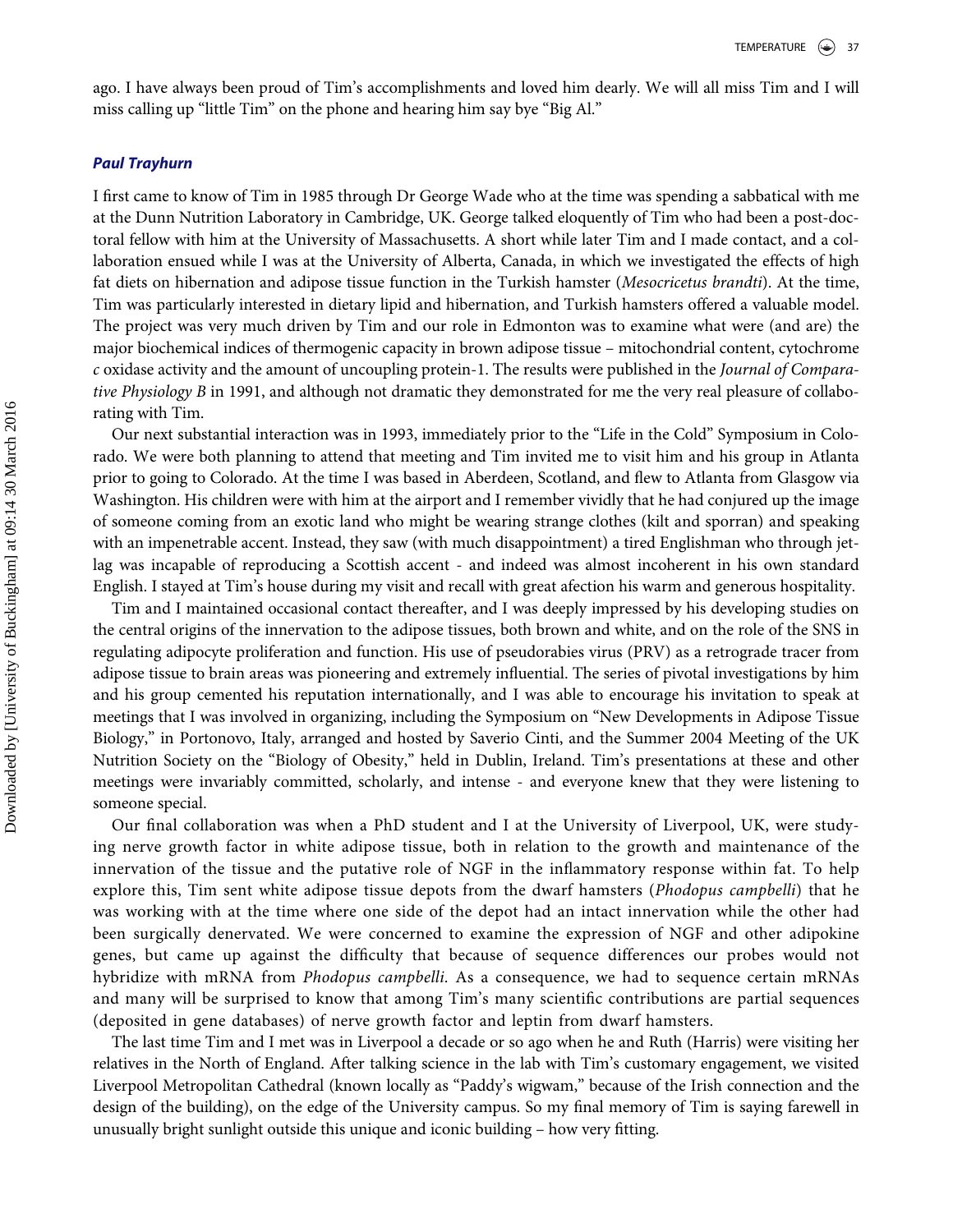ago. I have always been proud of Tim's accomplishments and loved him dearly. We will all miss Tim and I will miss calling up "little Tim" on the phone and hearing him say bye "Big Al."

### *Paul Trayhurn*

I first came to know of Tim in 1985 through Dr George Wade who at the time was spending a sabbatical with me at the Dunn Nutrition Laboratory in Cambridge, UK. George talked eloquently of Tim who had been a post-doctoral fellow with him at the University of Massachusetts. A short while later Tim and I made contact, and a collaboration ensued while I was at the University of Alberta, Canada, in which we investigated the effects of high fat diets on hibernation and adipose tissue function in the Turkish hamster (*Mesocricetus brandti*). At the time, Tim was particularly interested in dietary lipid and hibernation, and Turkish hamsters offered a valuable model. The project was very much driven by Tim and our role in Edmonton was to examine what were (and are) the major biochemical indices of thermogenic capacity in brown adipose tissue – mitochondrial content, cytochrome *c* oxidase activity and the amount of uncoupling protein-1. The results were published in the *Journal of Comparative Physiology B* in 1991, and although not dramatic they demonstrated for me the very real pleasure of collaborating with Tim.

Our next substantial interaction was in 1993, immediately prior to the "Life in the Cold" Symposium in Colorado. We were both planning to attend that meeting and Tim invited me to visit him and his group in Atlanta prior to going to Colorado. At the time I was based in Aberdeen, Scotland, and flew to Atlanta from Glasgow via Washington. His children were with him at the airport and I remember vividly that he had conjured up the image of someone coming from an exotic land who might be wearing strange clothes (kilt and sporran) and speaking with an impenetrable accent. Instead, they saw (with much disappointment) a tired Englishman who through jet-lag was incapable of reproducing a Scottish accent - and indeed was almost incoherent in his own standard English. I stayed at Tim's house during my visit and recall with great afection his warm and generous hospitality.

Tim and I maintained occasional contact thereafter, and I was deeply impressed by his developing studies on the central origins of the innervation to the adipose tissues, both brown and white, and on the role of the SNS in regulating adipocyte proliferation and function. His use of pseudorabies virus (PRV) as a retrograde tracer from adipose tissue to brain areas was pioneering and extremely influential. The series of pivotal investigations by him and his group cemented his reputation internationally, and I was able to encourage his invitation to speak at meetings that I was involved in organizing, including the Symposium on "New Developments in Adipose Tissue Biology," in Portonovo, Italy, arranged and hosted by Saverio Cinti, and the Summer 2004 Meeting of the UK Nutrition Society on the "Biology of Obesity," held in Dublin, Ireland. Tim's presentations at these and other meetings were invariably committed, scholarly, and intense - and everyone knew that they were listening to someone special.

Our final collaboration was when a PhD student and I at the University of Liverpool, UK, were studying nerve growth factor in white adipose tissue, both in relation to the growth and maintenance of the innervation of the tissue and the putative role of NGF in the inflammatory response within fat. To help explore this, Tim sent white adipose tissue depots from the dwarf hamsters (*Phodopus campbelli*) that he was working with at the time where one side of the depot had an intact innervation while the other had been surgically denervated. We were concerned to examine the expression of NGF and other adipokine genes, but came up against the difficulty that because of sequence differences our probes would not hybridize with mRNA from *Phodopus campbelli*. As a consequence, we had to sequence certain mRNAs and many will be surprised to know that among Tim's many scientific contributions are partial sequences (deposited in gene databases) of nerve growth factor and leptin from dwarf hamsters.

The last time Tim and I met was in Liverpool a decade or so ago when he and Ruth (Harris) were visiting her relatives in the North of England. After talking science in the lab with Tim's customary engagement, we visited Liverpool Metropolitan Cathedral (known locally as "Paddy's wigwam," because of the Irish connection and the design of the building), on the edge of the University campus. So my final memory of Tim is saying farewell in unusually bright sunlight outside this unique and iconic building – how very fitting.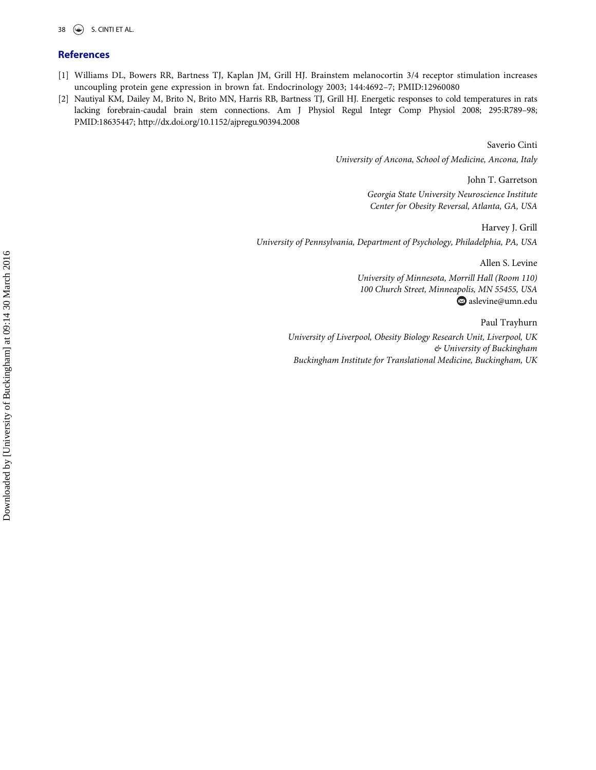## References

[1] Williams DL, Bowers RR, Bartness TJ, Kaplan JM, Grill HJ. Brainstem melanocortin 3/4 receptor stimulation increases uncoupling protein gene expression in brown fat. Endocrinology 2003; 144:4692–7; PMID:12960080

[2] Nautiyal KM, Dailey M, Brito N, Brito MN, Harris RB, Bartness TJ, Grill HJ. Energetic responses to cold temperatures in rats lacking forebrain-caudal brain stem connections. Am J Physiol Regul Integr Comp Physiol 2008; 295:R789–98; PMID:18635447; http://dx.doi.org/10.1152/ajpregu.90394.2008

Saverio Cinti

*University of Ancona, School of Medicine, Ancona, Italy*

John T. Garretson

*Georgia State University Neuroscience Institute*
*Center for Obesity Reversal, Atlanta, GA, USA*

Harvey J. Grill

*University of Pennsylvania, Department of Psychology, Philadelphia, PA, USA*

Allen S. Levine

*University of Minnesota, Morrill Hall (Room 110)*
*100 Church Street, Minneapolis, MN 55455, USA*
aslevine@umn.edu

Paul Trayhurn

*University of Liverpool, Obesity Biology Research Unit, Liverpool, UK*
*& University of Buckingham*
*Buckingham Institute for Translational Medicine, Buckingham, UK*